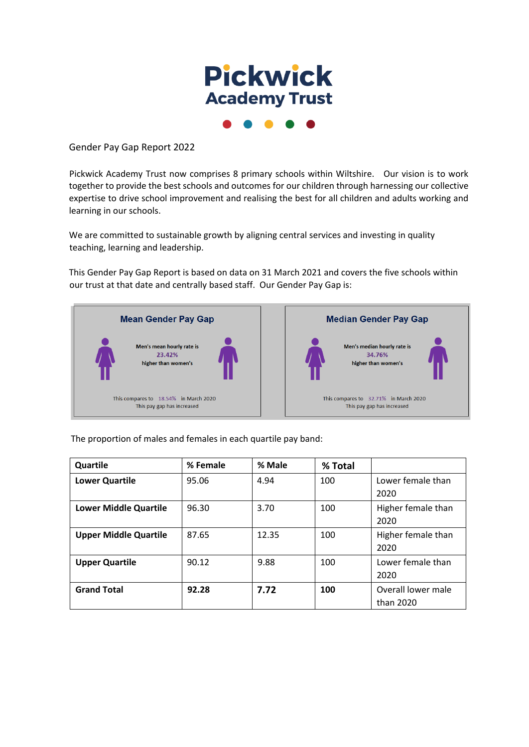# Pickwick Academy Trust

Gender Pay Gap Report 2022

Pickwick Academy Trust now comprises 8 primary schools within Wiltshire. Our vision is to work together to provide the best schools and outcomes for our children through harnessing our collective expertise to drive school improvement and realising the best for all children and adults working and learning in our schools.

We are committed to sustainable growth by aligning central services and investing in quality teaching, learning and leadership.

This Gender Pay Gap Report is based on data on 31 March 2021 and covers the five schools within our trust at that date and centrally based staff. Our Gender Pay Gap is:

**Mean Gender Pay Gap**

Men's mean hourly rate is 23.42% higher than women's

This compares to 18.54% in March 2020
This pay gap has increased

**Median Gender Pay Gap**

Men's median hourly rate is 34.76% higher than women's

This compares to 32.71% in March 2020
This pay gap has increased

The proportion of males and females in each quartile pay band:

| Quartile | % Female | % Male | % Total | |
|---|---|---|---|---|
| **Lower Quartile** | 95.06 | 4.94 | 100 | Lower female than 2020 |
| **Lower Middle Quartile** | 96.30 | 3.70 | 100 | Higher female than 2020 |
| **Upper Middle Quartile** | 87.65 | 12.35 | 100 | Higher female than 2020 |
| **Upper Quartile** | 90.12 | 9.88 | 100 | Lower female than 2020 |
| **Grand Total** | **92.28** | **7.72** | **100** | Overall lower male than 2020 |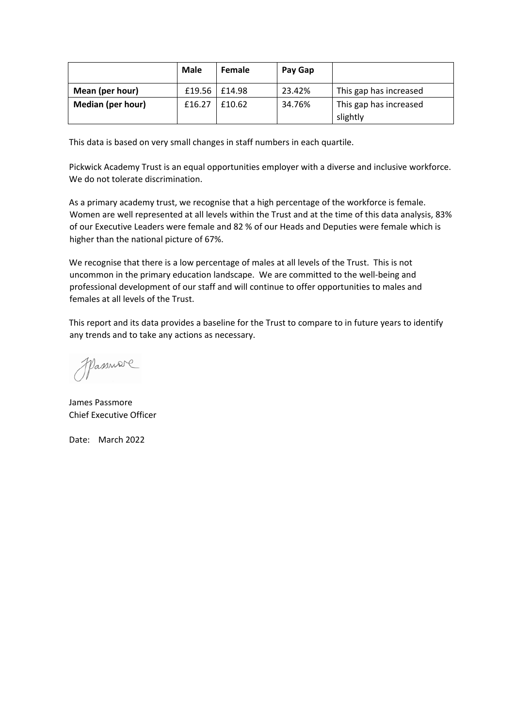| | Male | Female | Pay Gap | |
|---|---|---|---|---|
| **Mean (per hour)** | £19.56 | £14.98 | 23.42% | This gap has increased |
| **Median (per hour)** | £16.27 | £10.62 | 34.76% | This gap has increased slightly |

This data is based on very small changes in staff numbers in each quartile.

Pickwick Academy Trust is an equal opportunities employer with a diverse and inclusive workforce. We do not tolerate discrimination.

As a primary academy trust, we recognise that a high percentage of the workforce is female. Women are well represented at all levels within the Trust and at the time of this data analysis, 83% of our Executive Leaders were female and 82 % of our Heads and Deputies were female which is higher than the national picture of 67%.

We recognise that there is a low percentage of males at all levels of the Trust. This is not uncommon in the primary education landscape. We are committed to the well-being and professional development of our staff and will continue to offer opportunities to males and females at all levels of the Trust.

This report and its data provides a baseline for the Trust to compare to in future years to identify any trends and to take any actions as necessary.

JPassmore

James Passmore
Chief Executive Officer

Date: March 2022